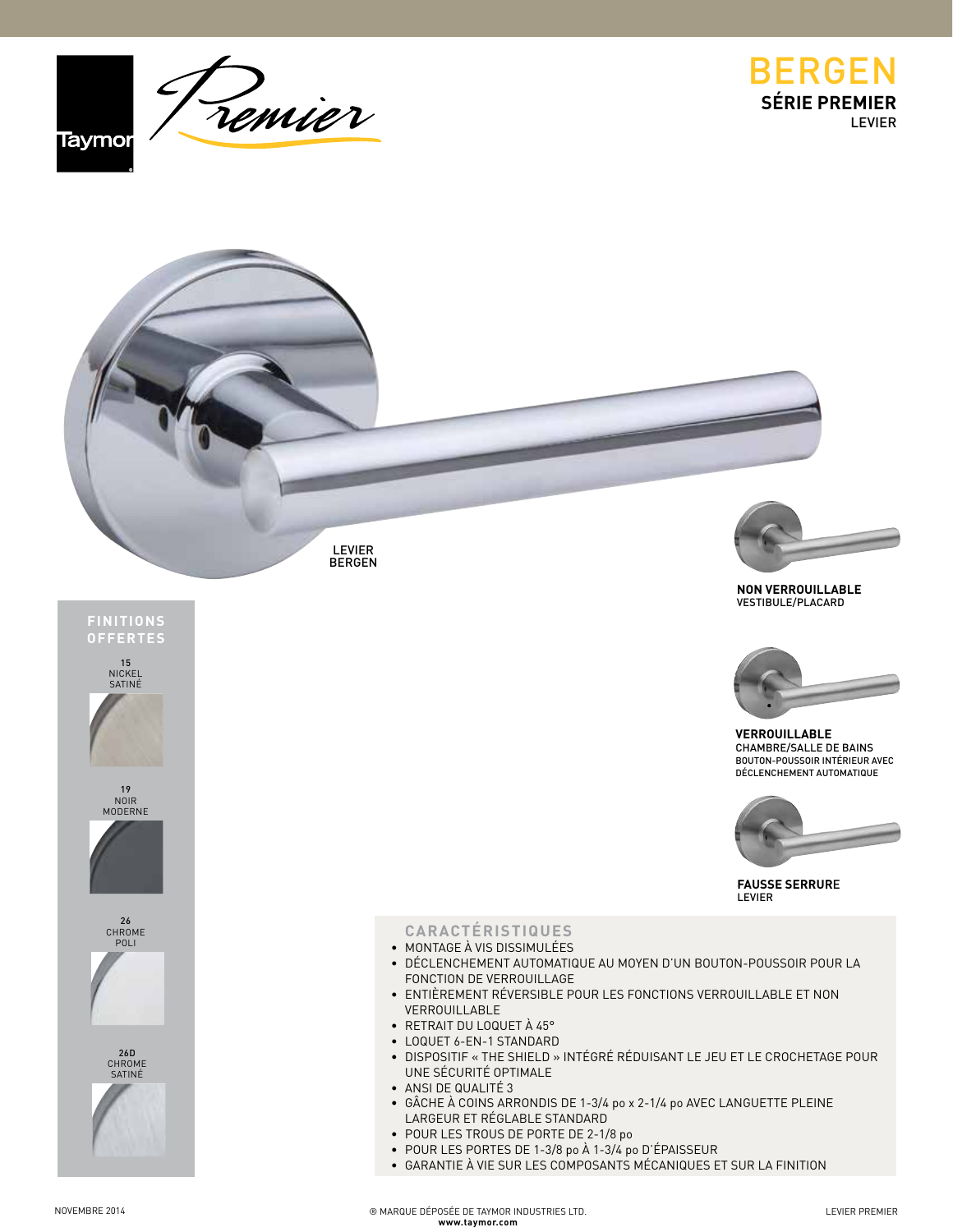Taymor *Premier*

# BERGEN

**SÉRIE PREMIER**
LEVIER

LEVIER
BERGEN

**NON VERROUILLABLE**
VESTIBULE/PLACARD

**VERROUILLABLE**
CHAMBRE/SALLE DE BAINS
BOUTON-POUSSOIR INTÉRIEUR AVEC DÉCLENCHEMENT AUTOMATIQUE

**FAUSSE SERRURE**
LEVIER

## FINITIONS OFFERTES

- 15 NICKEL SATINÉ
- 19 NOIR MODERNE
- 26 CHROME POLI
- 26D CHROME SATINÉ

## CARACTÉRISTIQUES

- MONTAGE À VIS DISSIMULÉES
- DÉCLENCHEMENT AUTOMATIQUE AU MOYEN D'UN BOUTON-POUSSOIR POUR LA FONCTION DE VERROUILLAGE
- ENTIÈREMENT RÉVERSIBLE POUR LES FONCTIONS VERROUILLABLE ET NON VERROUILLABLE
- RETRAIT DU LOQUET À 45°
- LOQUET 6-EN-1 STANDARD
- DISPOSITIF « THE SHIELD » INTÉGRÉ RÉDUISANT LE JEU ET LE CROCHETAGE POUR UNE SÉCURITÉ OPTIMALE
- ANSI DE QUALITÉ 3
- GÂCHE À COINS ARRONDIS DE 1-3/4 po x 2-1/4 po AVEC LANGUETTE PLEINE LARGEUR ET RÉGLABLE STANDARD
- POUR LES TROUS DE PORTE DE 2-1/8 po
- POUR LES PORTES DE 1-3/8 po À 1-3/4 po D'ÉPAISSEUR
- GARANTIE À VIE SUR LES COMPOSANTS MÉCANIQUES ET SUR LA FINITION

NOVEMBRE 2014

® MARQUE DÉPOSÉE DE TAYMOR INDUSTRIES LTD.
**www.taymor.com**

LEVIER PREMIER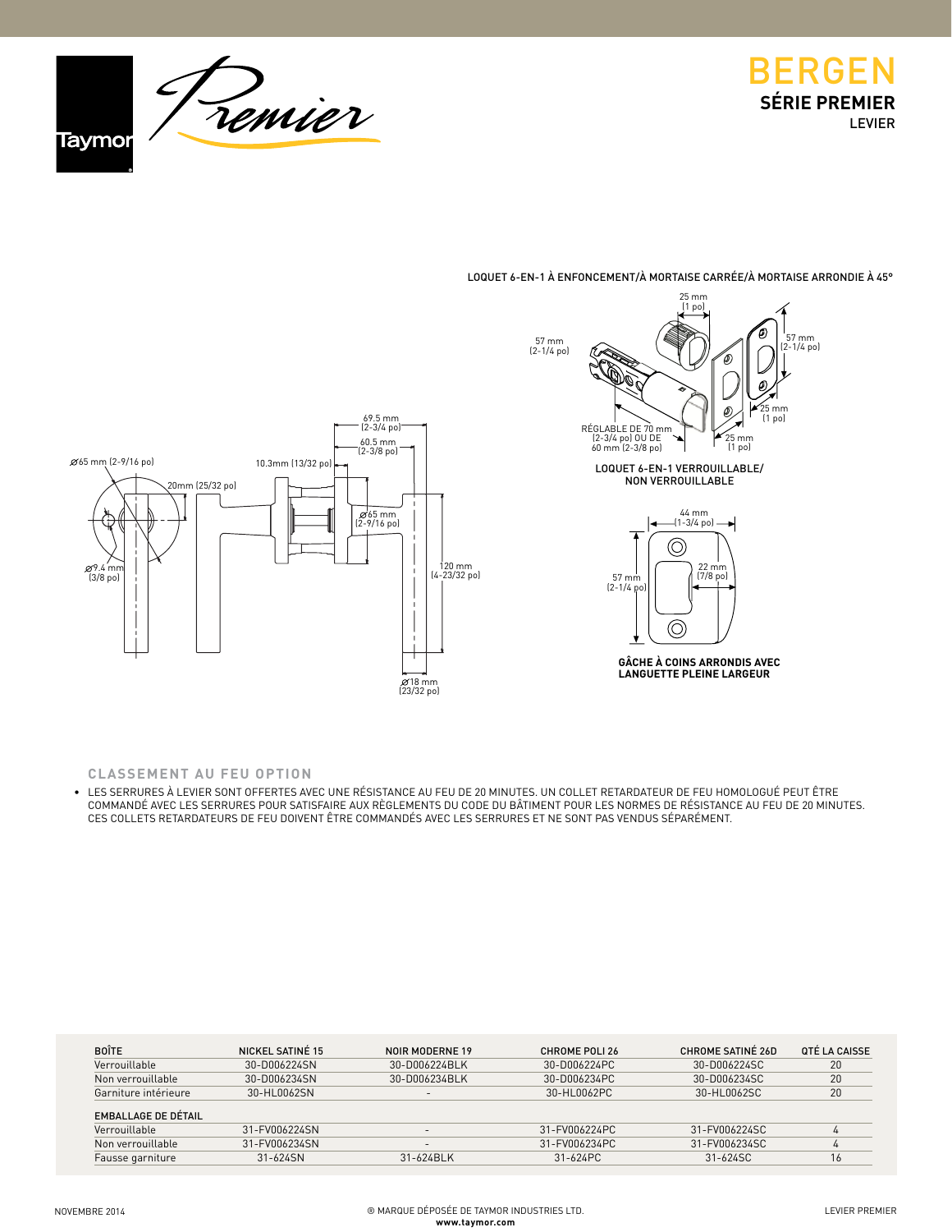# BERGEN

## SÉRIE PREMIER

LEVIER

LOQUET 6-EN-1 À ENFONCEMENT/À MORTAISE CARRÉE/À MORTAISE ARRONDIE À 45°

25 mm
(1 po)

57 mm
(2-1/4 po)

57 mm
(2-1/4 po)

25 mm
(1 po)

RÉGLABLE DE 70 mm
(2-3/4 po) OU DE
60 mm (2-3/8 po)

25 mm
(1 po)

LOQUET 6-EN-1 VERROUILLABLE/
NON VERROUILLABLE

69.5 mm
(2-3/4 po)

60.5 mm
(2-3/8 po)

⌀65 mm (2-9/16 po)

10.3mm (13/32 po)

20mm (25/32 po)

⌀65 mm
(2-9/16 po)

⌀9.4 mm
(3/8 po)

120 mm
(4-23/32 po)

⌀18 mm
(23/32 po)

44 mm
(1-3/4 po)

22 mm
(7/8 po)

57 mm
(2-1/4 po)

GÂCHE À COINS ARRONDIS AVEC
LANGUETTE PLEINE LARGEUR

### CLASSEMENT AU FEU OPTION

- LES SERRURES À LEVIER SONT OFFERTES AVEC UNE RÉSISTANCE AU FEU DE 20 MINUTES. UN COLLET RETARDATEUR DE FEU HOMOLOGUÉ PEUT ÊTRE COMMANDÉ AVEC LES SERRURES POUR SATISFAIRE AUX RÈGLEMENTS DU CODE DU BÂTIMENT POUR LES NORMES DE RÉSISTANCE AU FEU DE 20 MINUTES. CES COLLETS RETARDATEURS DE FEU DOIVENT ÊTRE COMMANDÉS AVEC LES SERRURES ET NE SONT PAS VENDUS SÉPARÉMENT.

| BOÎTE | NICKEL SATINÉ 15 | NOIR MODERNE 19 | CHROME POLI 26 | CHROME SATINÉ 26D | QTÉ LA CAISSE |
|---|---|---|---|---|---|
| Verrouillable | 30-D006224SN | 30-D006224BLK | 30-D006224PC | 30-D006224SC | 20 |
| Non verrouillable | 30-D006234SN | 30-D006234BLK | 30-D006234PC | 30-D006234SC | 20 |
| Garniture intérieure | 30-HL0062SN | - | 30-HL0062PC | 30-HL0062SC | 20 |
| **EMBALLAGE DE DÉTAIL** | | | | | |
| Verrouillable | 31-FV006224SN | - | 31-FV006224PC | 31-FV006224SC | 4 |
| Non verrouillable | 31-FV006234SN | - | 31-FV006234PC | 31-FV006234SC | 4 |
| Fausse garniture | 31-624SN | 31-624BLK | 31-624PC | 31-624SC | 16 |

NOVEMBRE 2014

® MARQUE DÉPOSÉE DE TAYMOR INDUSTRIES LTD.
**www.taymor.com**

LEVIER PREMIER